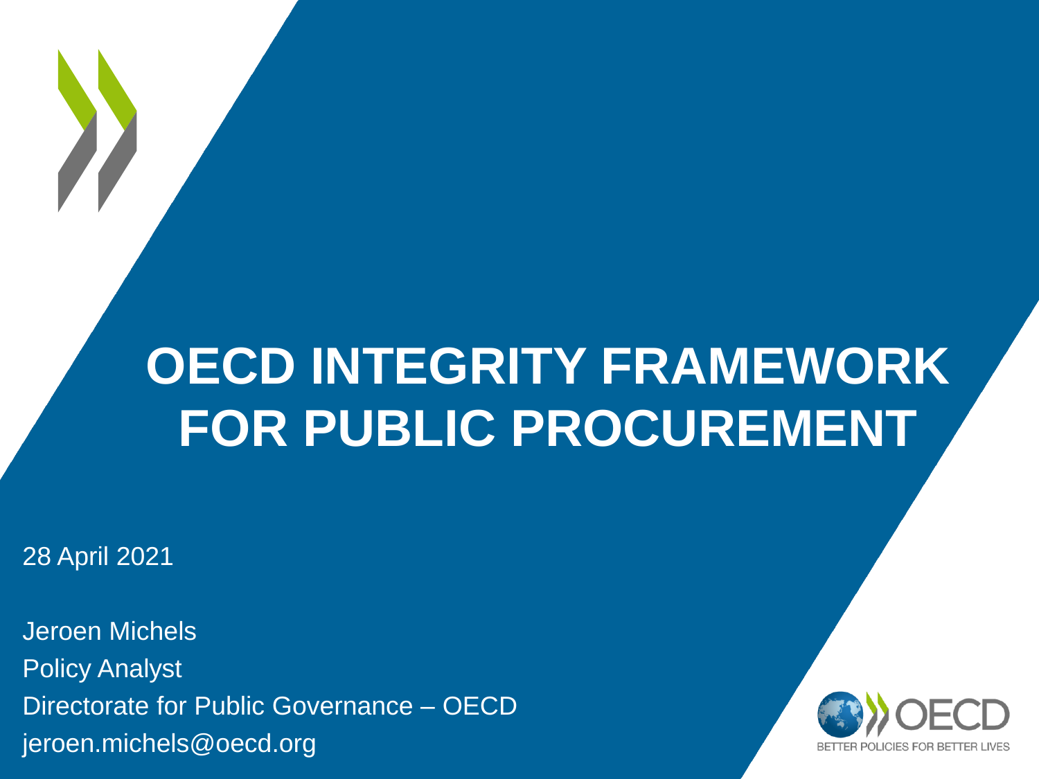# OECD INTEGRITY FRAMEWORK FOR PUBLIC PROCUREMENT

28 April 2021

Jeroen Michels
Policy Analyst
Directorate for Public Governance – OECD
jeroen.michels@oecd.org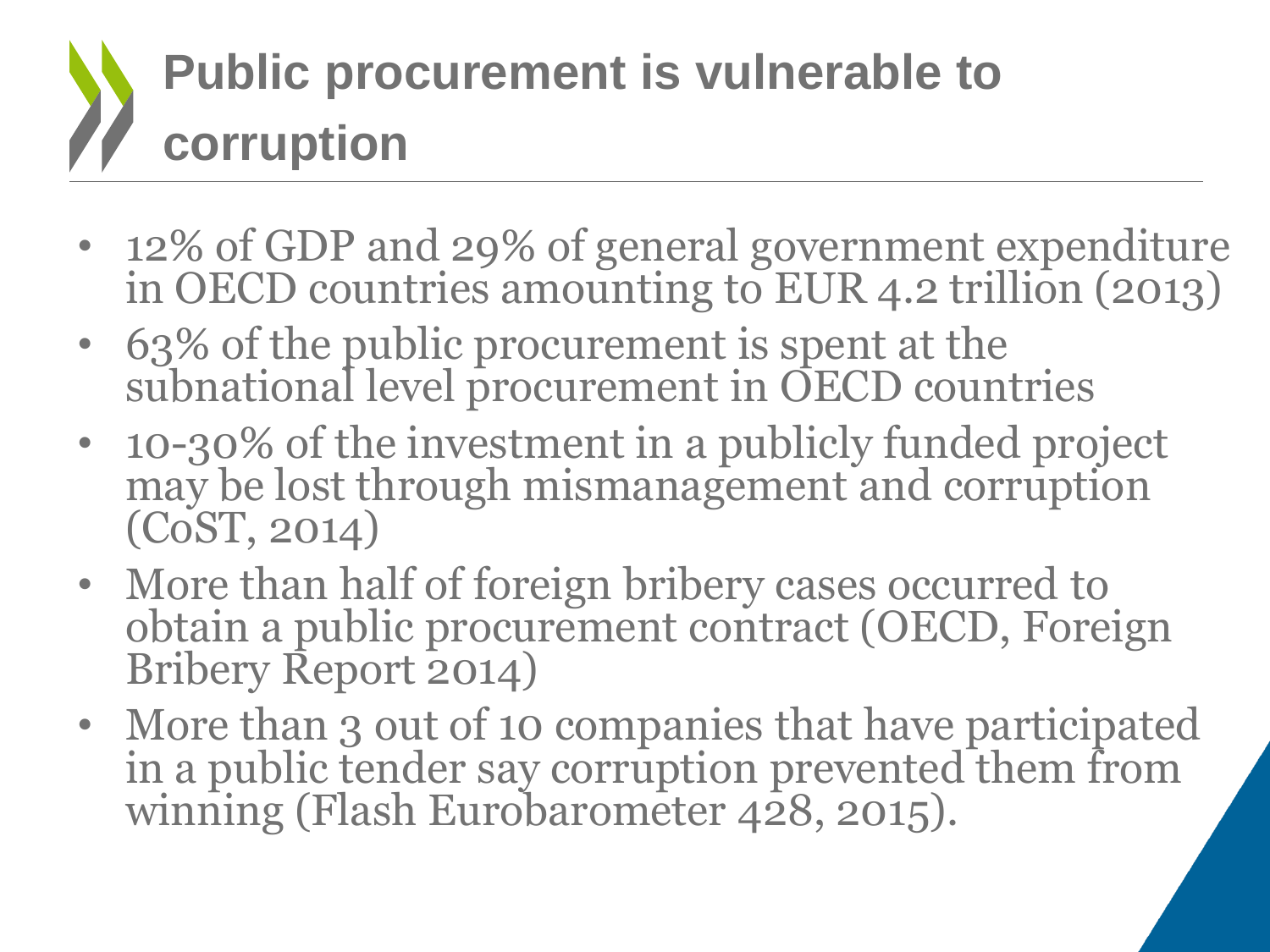# Public procurement is vulnerable to corruption

- 12% of GDP and 29% of general government expenditure in OECD countries amounting to EUR 4.2 trillion (2013)
- 63% of the public procurement is spent at the subnational level procurement in OECD countries
- 10-30% of the investment in a publicly funded project may be lost through mismanagement and corruption (CoST, 2014)
- More than half of foreign bribery cases occurred to obtain a public procurement contract (OECD, Foreign Bribery Report 2014)
- More than 3 out of 10 companies that have participated in a public tender say corruption prevented them from winning (Flash Eurobarometer 428, 2015).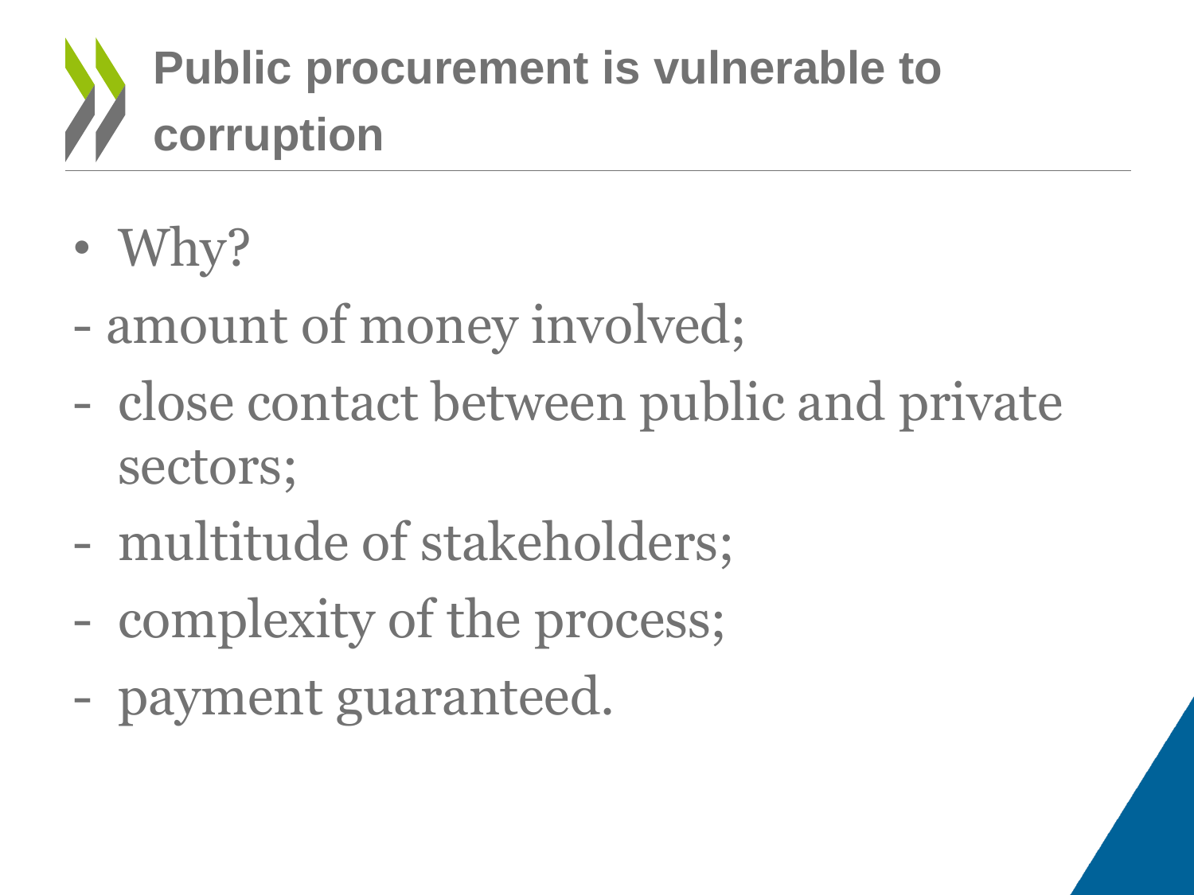# Public procurement is vulnerable to corruption

- Why?

- amount of money involved;
- close contact between public and private sectors;
- multitude of stakeholders;
- complexity of the process;
- payment guaranteed.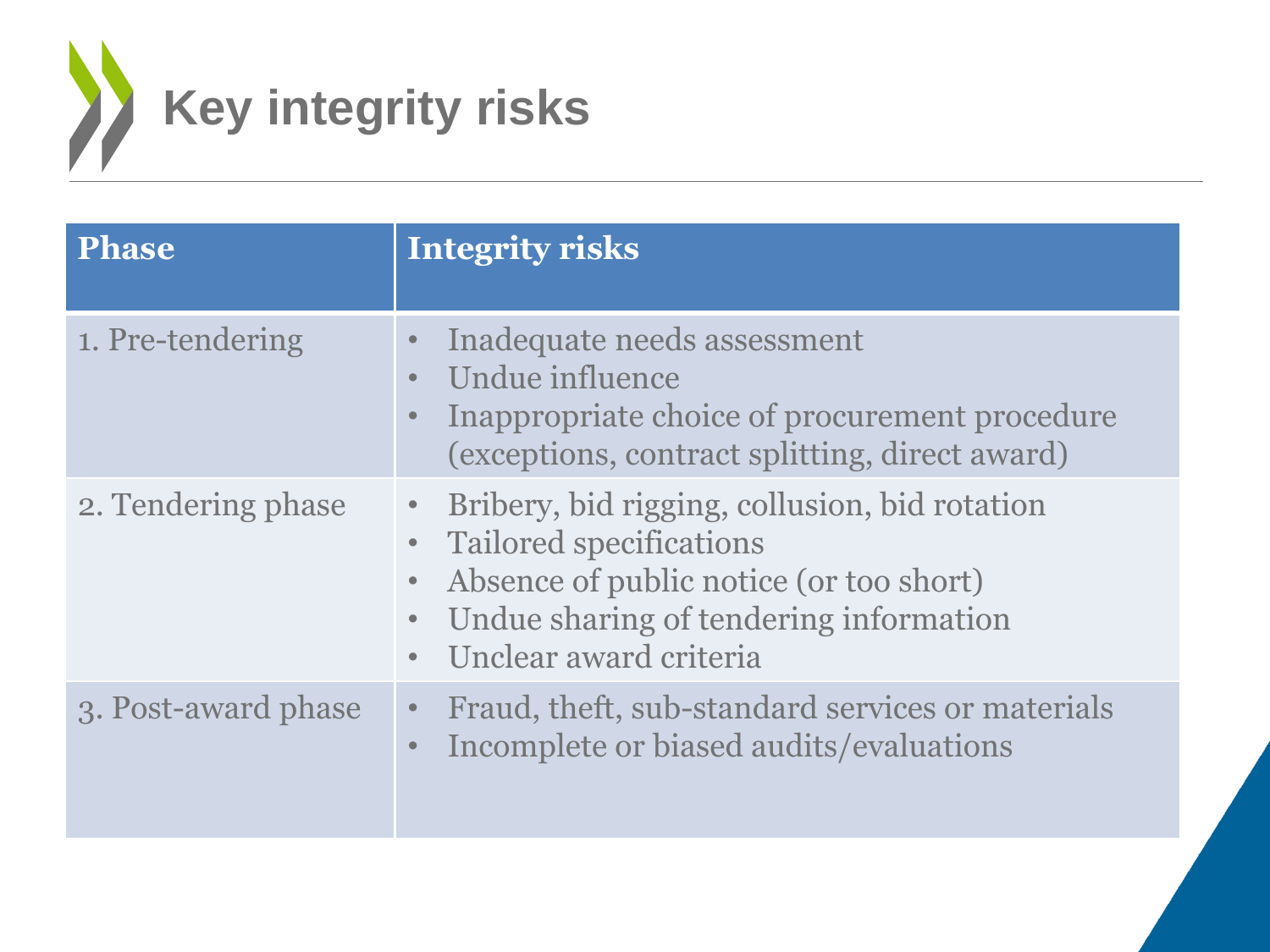# Key integrity risks

| Phase | Integrity risks |
| --- | --- |
| 1. Pre-tendering | • Inadequate needs assessment<br>• Undue influence<br>• Inappropriate choice of procurement procedure (exceptions, contract splitting, direct award) |
| 2. Tendering phase | • Bribery, bid rigging, collusion, bid rotation<br>• Tailored specifications<br>• Absence of public notice (or too short)<br>• Undue sharing of tendering information<br>• Unclear award criteria |
| 3. Post-award phase | • Fraud, theft, sub-standard services or materials<br>• Incomplete or biased audits/evaluations |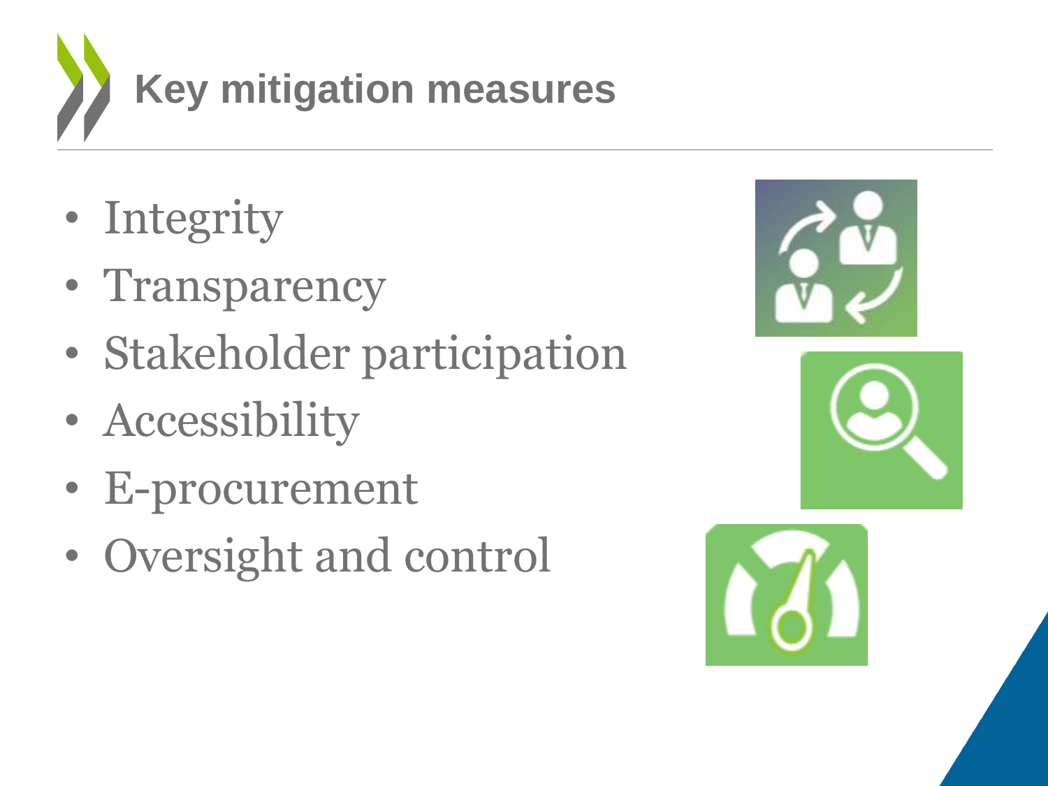# Key mitigation measures

- Integrity
- Transparency
- Stakeholder participation
- Accessibility
- E-procurement
- Oversight and control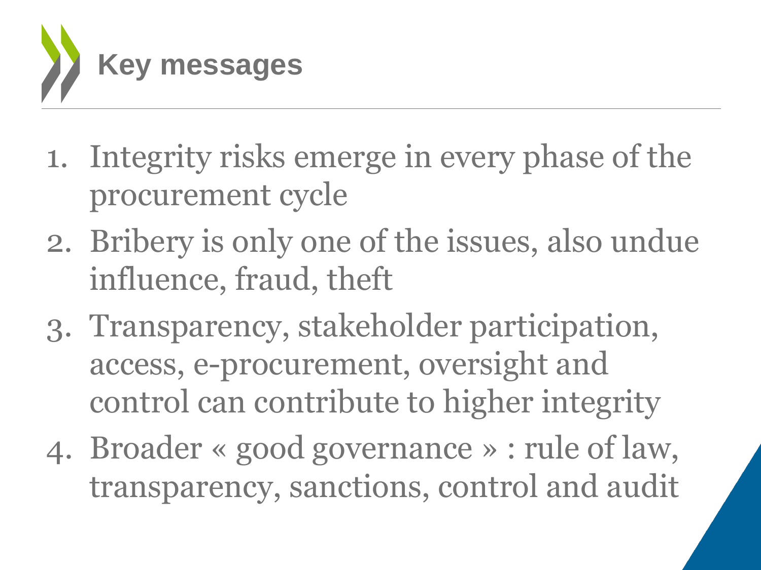# Key messages

1. Integrity risks emerge in every phase of the procurement cycle
2. Bribery is only one of the issues, also undue influence, fraud, theft
3. Transparency, stakeholder participation, access, e-procurement, oversight and control can contribute to higher integrity
4. Broader « good governance » : rule of law, transparency, sanctions, control and audit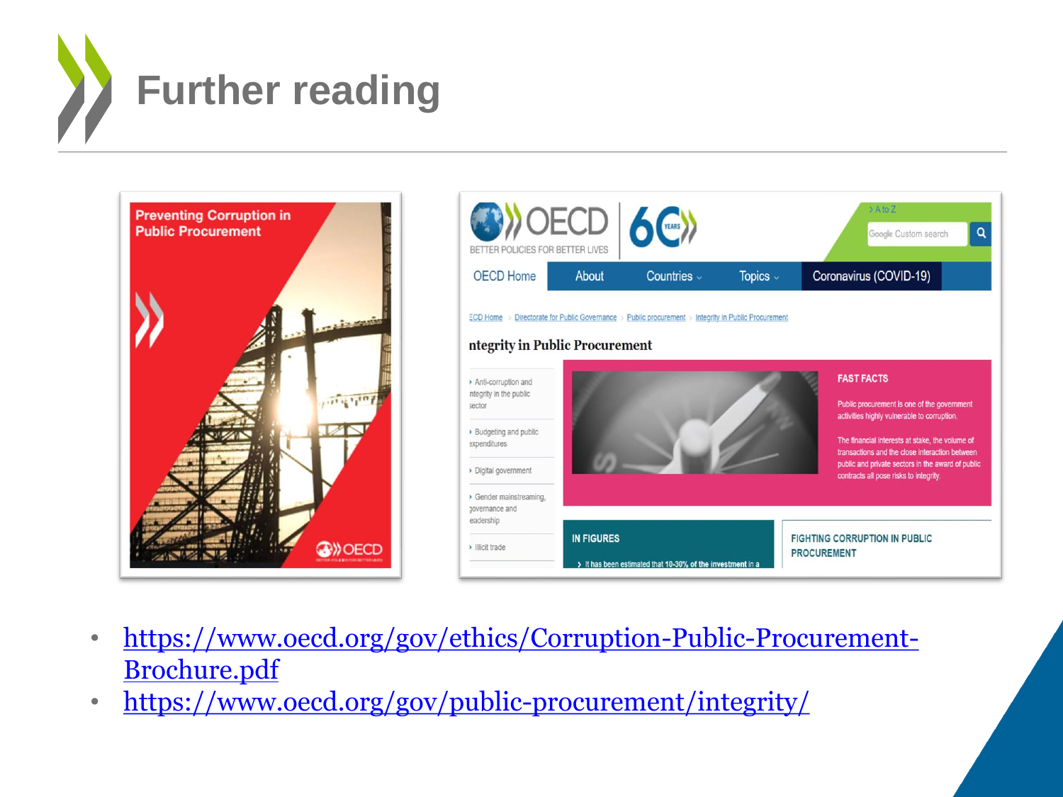# Further reading

- https://www.oecd.org/gov/ethics/Corruption-Public-Procurement-Brochure.pdf
- https://www.oecd.org/gov/public-procurement/integrity/